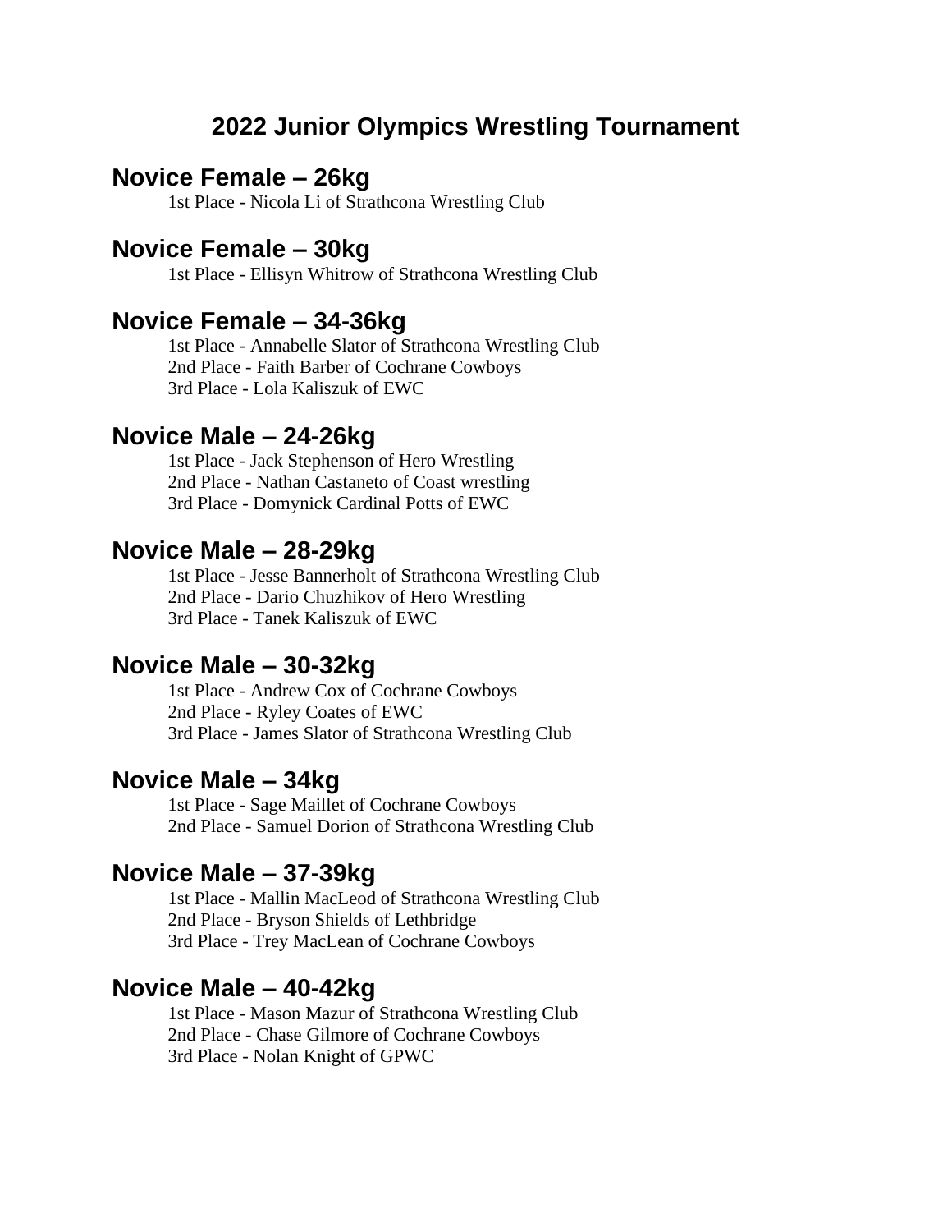# 2022 Junior Olympics Wrestling Tournament

## Novice Female – 26kg

1st Place - Nicola Li of Strathcona Wrestling Club

## Novice Female – 30kg

1st Place - Ellisyn Whitrow of Strathcona Wrestling Club

## Novice Female – 34-36kg

1st Place - Annabelle Slator of Strathcona Wrestling Club
2nd Place - Faith Barber of Cochrane Cowboys
3rd Place - Lola Kaliszuk of EWC

## Novice Male – 24-26kg

1st Place - Jack Stephenson of Hero Wrestling
2nd Place - Nathan Castaneto of Coast wrestling
3rd Place - Domynick Cardinal Potts of EWC

## Novice Male – 28-29kg

1st Place - Jesse Bannerholt of Strathcona Wrestling Club
2nd Place - Dario Chuzhikov of Hero Wrestling
3rd Place - Tanek Kaliszuk of EWC

## Novice Male – 30-32kg

1st Place - Andrew Cox of Cochrane Cowboys
2nd Place - Ryley Coates of EWC
3rd Place - James Slator of Strathcona Wrestling Club

## Novice Male – 34kg

1st Place - Sage Maillet of Cochrane Cowboys
2nd Place - Samuel Dorion of Strathcona Wrestling Club

## Novice Male – 37-39kg

1st Place - Mallin MacLeod of Strathcona Wrestling Club
2nd Place - Bryson Shields of Lethbridge
3rd Place - Trey MacLean of Cochrane Cowboys

## Novice Male – 40-42kg

1st Place - Mason Mazur of Strathcona Wrestling Club
2nd Place - Chase Gilmore of Cochrane Cowboys
3rd Place - Nolan Knight of GPWC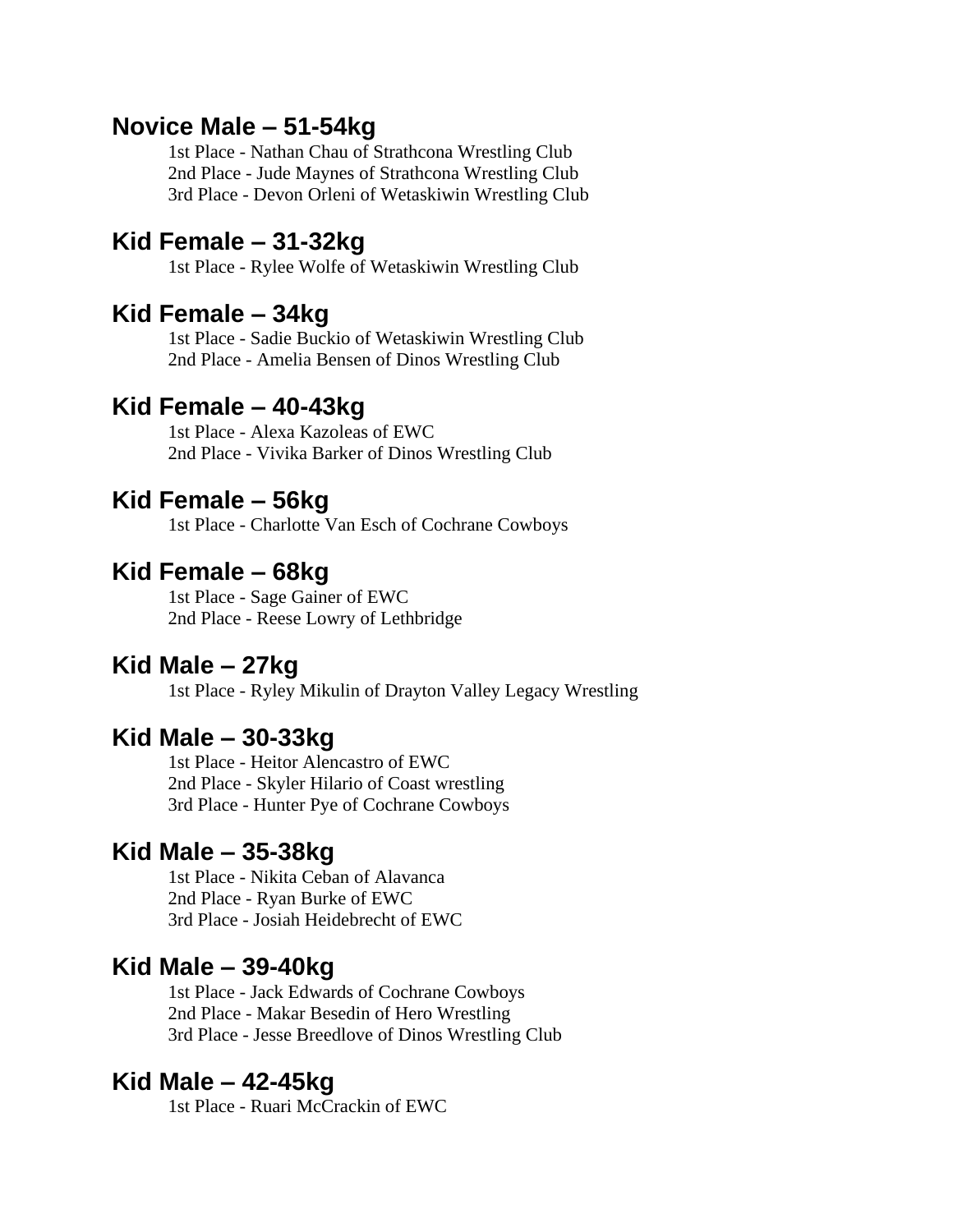## Novice Male – 51-54kg

1st Place - Nathan Chau of Strathcona Wrestling Club
2nd Place - Jude Maynes of Strathcona Wrestling Club
3rd Place - Devon Orleni of Wetaskiwin Wrestling Club

## Kid Female – 31-32kg

1st Place - Rylee Wolfe of Wetaskiwin Wrestling Club

## Kid Female – 34kg

1st Place - Sadie Buckio of Wetaskiwin Wrestling Club
2nd Place - Amelia Bensen of Dinos Wrestling Club

## Kid Female – 40-43kg

1st Place - Alexa Kazoleas of EWC
2nd Place - Vivika Barker of Dinos Wrestling Club

## Kid Female – 56kg

1st Place - Charlotte Van Esch of Cochrane Cowboys

## Kid Female – 68kg

1st Place - Sage Gainer of EWC
2nd Place - Reese Lowry of Lethbridge

## Kid Male – 27kg

1st Place - Ryley Mikulin of Drayton Valley Legacy Wrestling

## Kid Male – 30-33kg

1st Place - Heitor Alencastro of EWC
2nd Place - Skyler Hilario of Coast wrestling
3rd Place - Hunter Pye of Cochrane Cowboys

## Kid Male – 35-38kg

1st Place - Nikita Ceban of Alavanca
2nd Place - Ryan Burke of EWC
3rd Place - Josiah Heidebrecht of EWC

## Kid Male – 39-40kg

1st Place - Jack Edwards of Cochrane Cowboys
2nd Place - Makar Besedin of Hero Wrestling
3rd Place - Jesse Breedlove of Dinos Wrestling Club

## Kid Male – 42-45kg

1st Place - Ruari McCrackin of EWC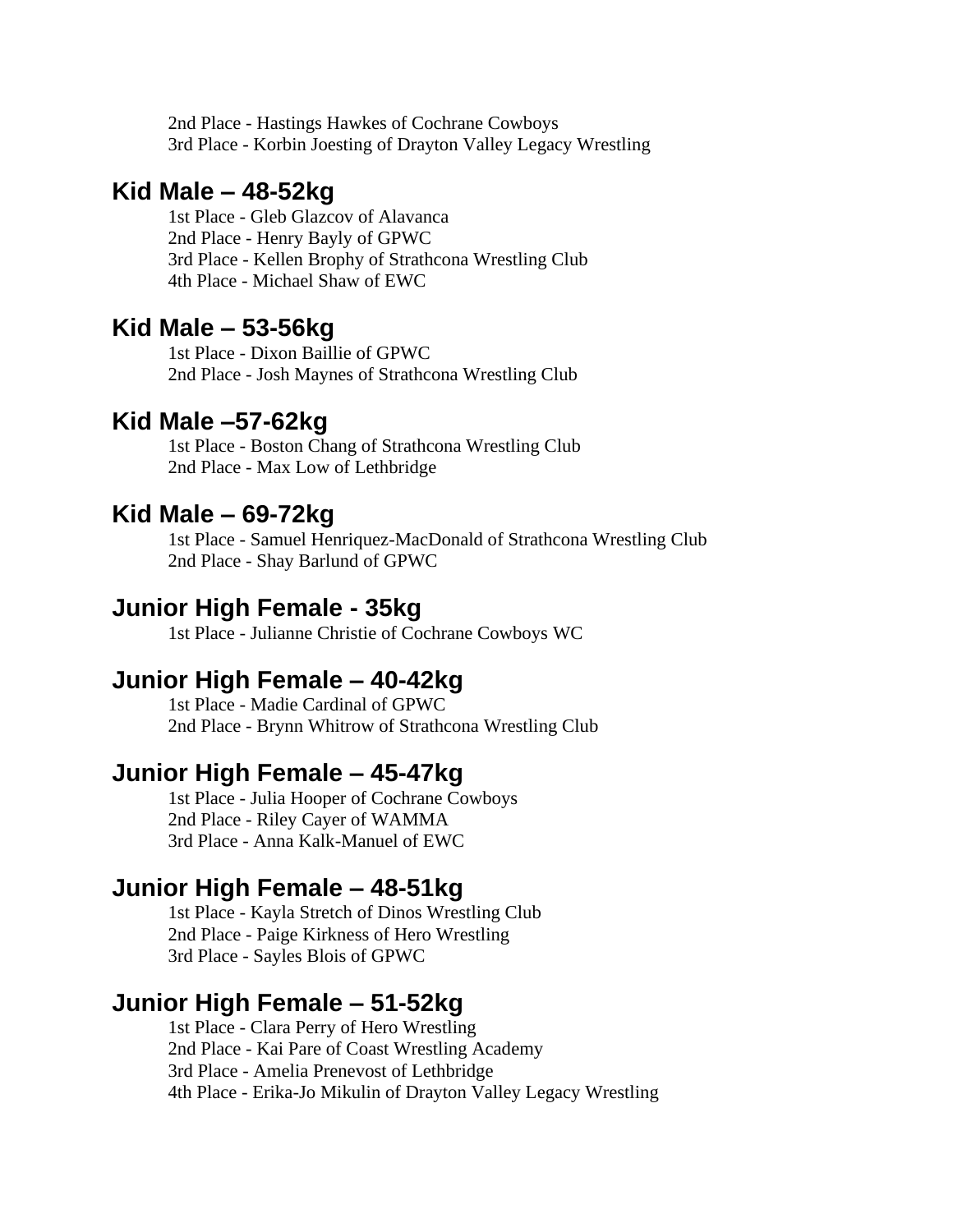2nd Place - Hastings Hawkes of Cochrane Cowboys
3rd Place - Korbin Joesting of Drayton Valley Legacy Wrestling

## Kid Male – 48-52kg

1st Place - Gleb Glazcov of Alavanca
2nd Place - Henry Bayly of GPWC
3rd Place - Kellen Brophy of Strathcona Wrestling Club
4th Place - Michael Shaw of EWC

## Kid Male – 53-56kg

1st Place - Dixon Baillie of GPWC
2nd Place - Josh Maynes of Strathcona Wrestling Club

## Kid Male –57-62kg

1st Place - Boston Chang of Strathcona Wrestling Club
2nd Place - Max Low of Lethbridge

## Kid Male – 69-72kg

1st Place - Samuel Henriquez-MacDonald of Strathcona Wrestling Club
2nd Place - Shay Barlund of GPWC

## Junior High Female - 35kg

1st Place - Julianne Christie of Cochrane Cowboys WC

## Junior High Female – 40-42kg

1st Place - Madie Cardinal of GPWC
2nd Place - Brynn Whitrow of Strathcona Wrestling Club

## Junior High Female – 45-47kg

1st Place - Julia Hooper of Cochrane Cowboys
2nd Place - Riley Cayer of WAMMA
3rd Place - Anna Kalk-Manuel of EWC

## Junior High Female – 48-51kg

1st Place - Kayla Stretch of Dinos Wrestling Club
2nd Place - Paige Kirkness of Hero Wrestling
3rd Place - Sayles Blois of GPWC

## Junior High Female – 51-52kg

1st Place - Clara Perry of Hero Wrestling
2nd Place - Kai Pare of Coast Wrestling Academy
3rd Place - Amelia Prenevost of Lethbridge
4th Place - Erika-Jo Mikulin of Drayton Valley Legacy Wrestling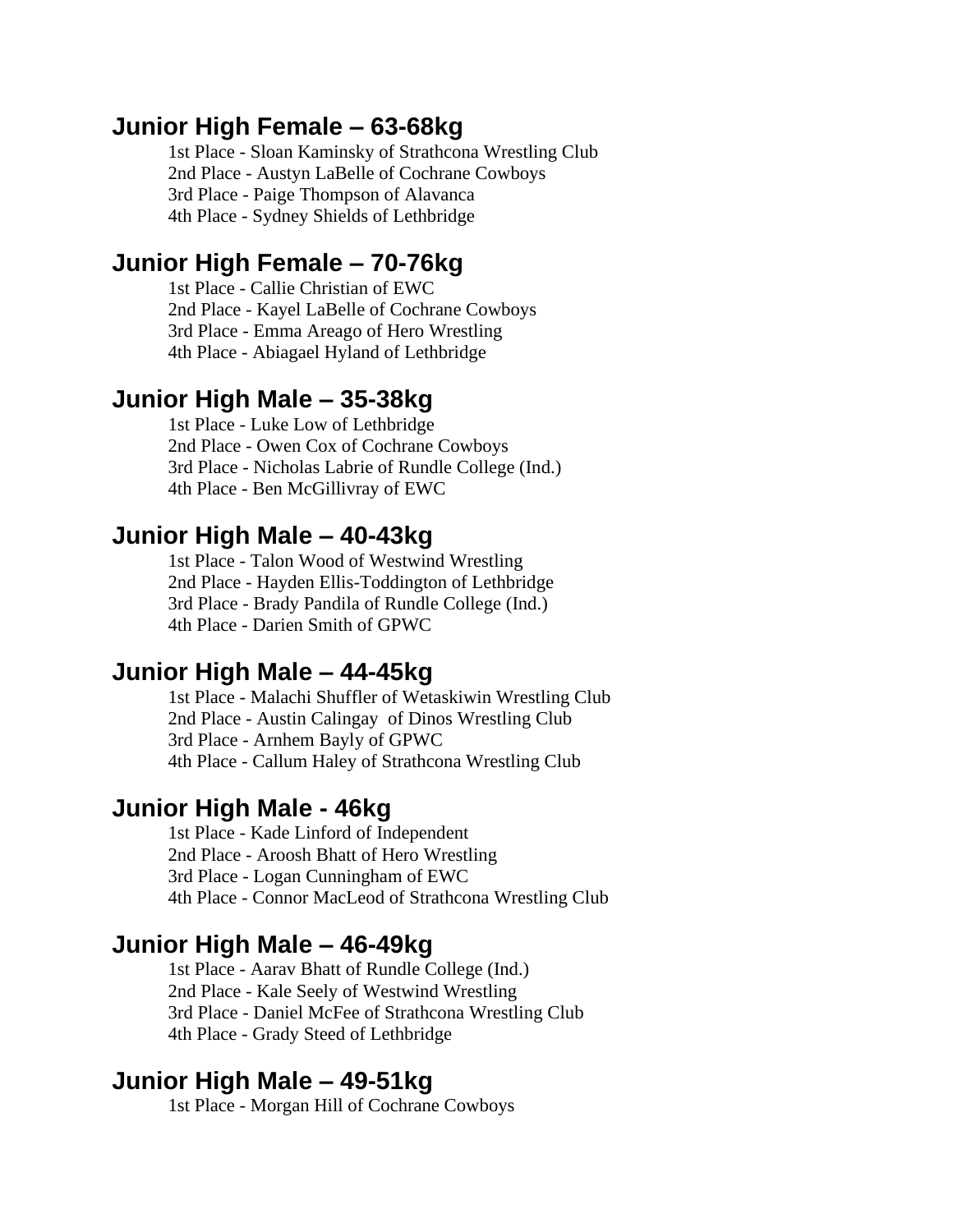## Junior High Female – 63-68kg

1st Place - Sloan Kaminsky of Strathcona Wrestling Club
2nd Place - Austyn LaBelle of Cochrane Cowboys
3rd Place - Paige Thompson of Alavanca
4th Place - Sydney Shields of Lethbridge

## Junior High Female – 70-76kg

1st Place - Callie Christian of EWC
2nd Place - Kayel LaBelle of Cochrane Cowboys
3rd Place - Emma Areago of Hero Wrestling
4th Place - Abiagael Hyland of Lethbridge

## Junior High Male – 35-38kg

1st Place - Luke Low of Lethbridge
2nd Place - Owen Cox of Cochrane Cowboys
3rd Place - Nicholas Labrie of Rundle College (Ind.)
4th Place - Ben McGillivray of EWC

## Junior High Male – 40-43kg

1st Place - Talon Wood of Westwind Wrestling
2nd Place - Hayden Ellis-Toddington of Lethbridge
3rd Place - Brady Pandila of Rundle College (Ind.)
4th Place - Darien Smith of GPWC

## Junior High Male – 44-45kg

1st Place - Malachi Shuffler of Wetaskiwin Wrestling Club
2nd Place - Austin Calingay of Dinos Wrestling Club
3rd Place - Arnhem Bayly of GPWC
4th Place - Callum Haley of Strathcona Wrestling Club

## Junior High Male - 46kg

1st Place - Kade Linford of Independent
2nd Place - Aroosh Bhatt of Hero Wrestling
3rd Place - Logan Cunningham of EWC
4th Place - Connor MacLeod of Strathcona Wrestling Club

## Junior High Male – 46-49kg

1st Place - Aarav Bhatt of Rundle College (Ind.)
2nd Place - Kale Seely of Westwind Wrestling
3rd Place - Daniel McFee of Strathcona Wrestling Club
4th Place - Grady Steed of Lethbridge

## Junior High Male – 49-51kg

1st Place - Morgan Hill of Cochrane Cowboys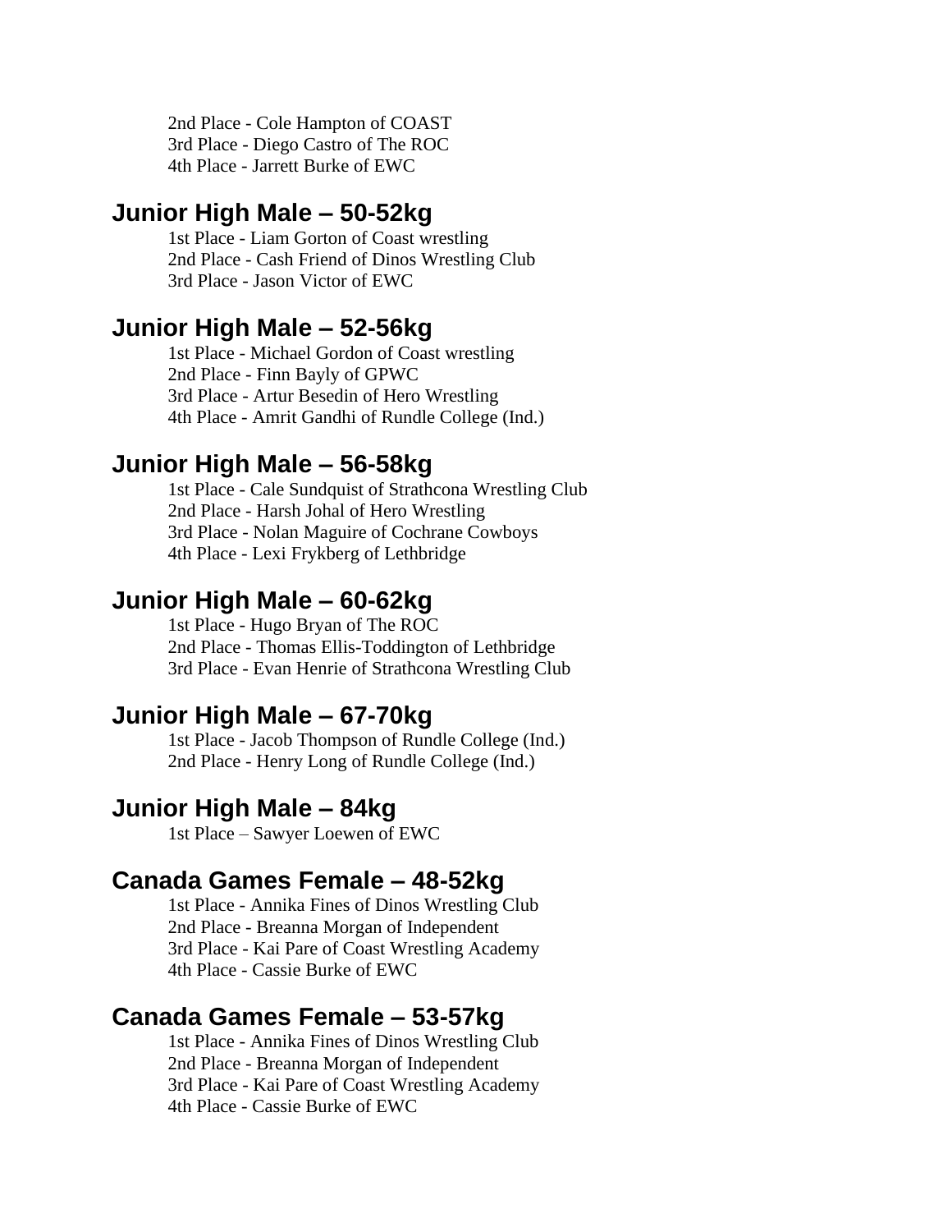2nd Place - Cole Hampton of COAST
3rd Place - Diego Castro of The ROC
4th Place - Jarrett Burke of EWC

## Junior High Male – 50-52kg

1st Place - Liam Gorton of Coast wrestling
2nd Place - Cash Friend of Dinos Wrestling Club
3rd Place - Jason Victor of EWC

## Junior High Male – 52-56kg

1st Place - Michael Gordon of Coast wrestling
2nd Place - Finn Bayly of GPWC
3rd Place - Artur Besedin of Hero Wrestling
4th Place - Amrit Gandhi of Rundle College (Ind.)

## Junior High Male – 56-58kg

1st Place - Cale Sundquist of Strathcona Wrestling Club
2nd Place - Harsh Johal of Hero Wrestling
3rd Place - Nolan Maguire of Cochrane Cowboys
4th Place - Lexi Frykberg of Lethbridge

## Junior High Male – 60-62kg

1st Place - Hugo Bryan of The ROC
2nd Place - Thomas Ellis-Toddington of Lethbridge
3rd Place - Evan Henrie of Strathcona Wrestling Club

## Junior High Male – 67-70kg

1st Place - Jacob Thompson of Rundle College (Ind.)
2nd Place - Henry Long of Rundle College (Ind.)

## Junior High Male – 84kg

1st Place – Sawyer Loewen of EWC

## Canada Games Female – 48-52kg

1st Place - Annika Fines of Dinos Wrestling Club
2nd Place - Breanna Morgan of Independent
3rd Place - Kai Pare of Coast Wrestling Academy
4th Place - Cassie Burke of EWC

## Canada Games Female – 53-57kg

1st Place - Annika Fines of Dinos Wrestling Club
2nd Place - Breanna Morgan of Independent
3rd Place - Kai Pare of Coast Wrestling Academy
4th Place - Cassie Burke of EWC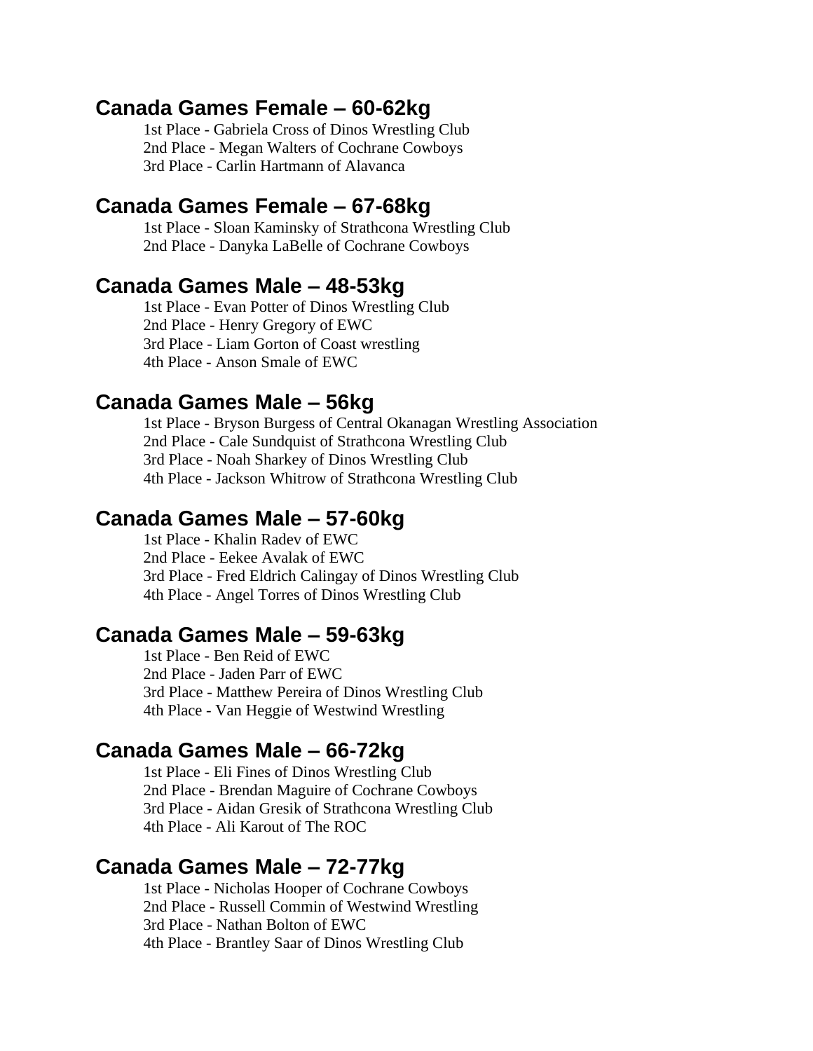## Canada Games Female – 60-62kg

1st Place - Gabriela Cross of Dinos Wrestling Club
2nd Place - Megan Walters of Cochrane Cowboys
3rd Place - Carlin Hartmann of Alavanca

## Canada Games Female – 67-68kg

1st Place - Sloan Kaminsky of Strathcona Wrestling Club
2nd Place - Danyka LaBelle of Cochrane Cowboys

## Canada Games Male – 48-53kg

1st Place - Evan Potter of Dinos Wrestling Club
2nd Place - Henry Gregory of EWC
3rd Place - Liam Gorton of Coast wrestling
4th Place - Anson Smale of EWC

## Canada Games Male – 56kg

1st Place - Bryson Burgess of Central Okanagan Wrestling Association
2nd Place - Cale Sundquist of Strathcona Wrestling Club
3rd Place - Noah Sharkey of Dinos Wrestling Club
4th Place - Jackson Whitrow of Strathcona Wrestling Club

## Canada Games Male – 57-60kg

1st Place - Khalin Radev of EWC
2nd Place - Eekee Avalak of EWC
3rd Place - Fred Eldrich Calingay of Dinos Wrestling Club
4th Place - Angel Torres of Dinos Wrestling Club

## Canada Games Male – 59-63kg

1st Place - Ben Reid of EWC
2nd Place - Jaden Parr of EWC
3rd Place - Matthew Pereira of Dinos Wrestling Club
4th Place - Van Heggie of Westwind Wrestling

## Canada Games Male – 66-72kg

1st Place - Eli Fines of Dinos Wrestling Club
2nd Place - Brendan Maguire of Cochrane Cowboys
3rd Place - Aidan Gresik of Strathcona Wrestling Club
4th Place - Ali Karout of The ROC

## Canada Games Male – 72-77kg

1st Place - Nicholas Hooper of Cochrane Cowboys
2nd Place - Russell Commin of Westwind Wrestling
3rd Place - Nathan Bolton of EWC
4th Place - Brantley Saar of Dinos Wrestling Club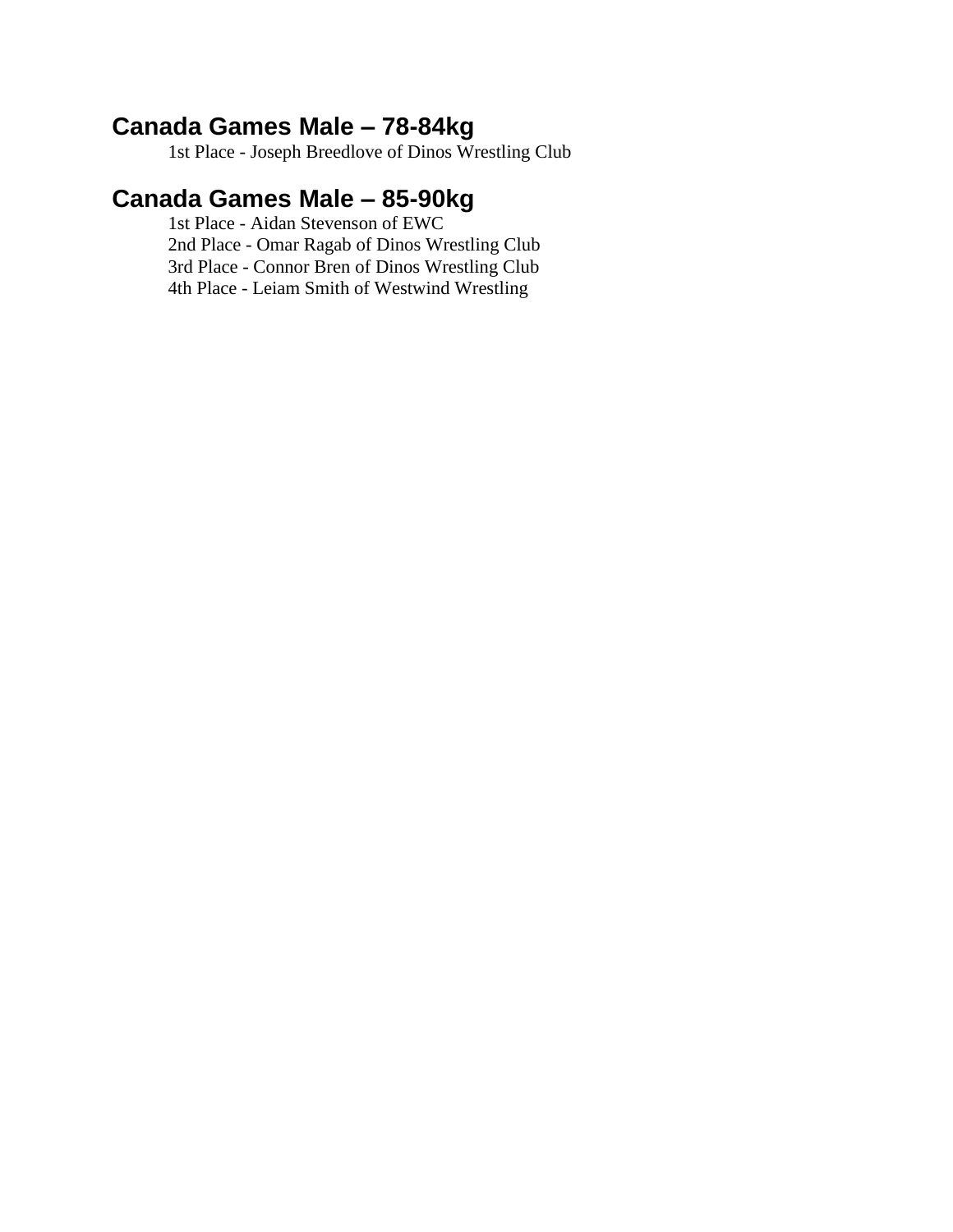## Canada Games Male – 78-84kg

1st Place - Joseph Breedlove of Dinos Wrestling Club

## Canada Games Male – 85-90kg

1st Place - Aidan Stevenson of EWC
2nd Place - Omar Ragab of Dinos Wrestling Club
3rd Place - Connor Bren of Dinos Wrestling Club
4th Place - Leiam Smith of Westwind Wrestling